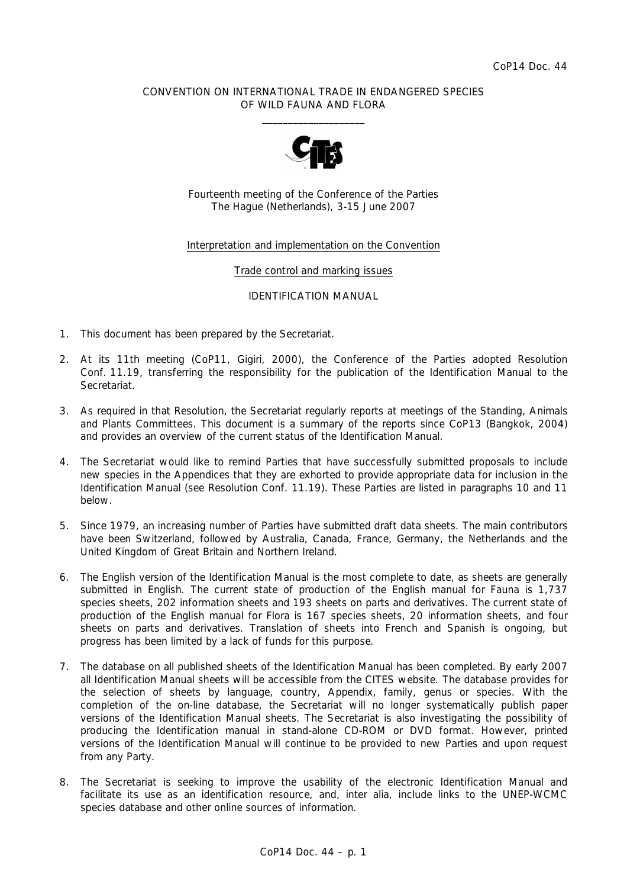CoP14 Doc. 44

CONVENTION ON INTERNATIONAL TRADE IN ENDANGERED SPECIES OF WILD FAUNA AND FLORA

\_\_\_\_\_\_\_\_\_\_\_\_\_\_\_\_\_\_\_\_

Fourteenth meeting of the Conference of the Parties
The Hague (Netherlands), 3-15 June 2007

Interpretation and implementation on the Convention

Trade control and marking issues

IDENTIFICATION MANUAL

1. This document has been prepared by the Secretariat.

2. At its 11th meeting (CoP11, Gigiri, 2000), the Conference of the Parties adopted Resolution Conf. 11.19, transferring the responsibility for the publication of the Identification Manual to the Secretariat.

3. As required in that Resolution, the Secretariat regularly reports at meetings of the Standing, Animals and Plants Committees. This document is a summary of the reports since CoP13 (Bangkok, 2004) and provides an overview of the current status of the Identification Manual.

4. The Secretariat would like to remind Parties that have successfully submitted proposals to include new species in the Appendices that they are exhorted to provide appropriate data for inclusion in the Identification Manual (see Resolution Conf. 11.19). These Parties are listed in paragraphs 10 and 11 below.

5. Since 1979, an increasing number of Parties have submitted draft data sheets. The main contributors have been Switzerland, followed by Australia, Canada, France, Germany, the Netherlands and the United Kingdom of Great Britain and Northern Ireland.

6. The English version of the Identification Manual is the most complete to date, as sheets are generally submitted in English. The current state of production of the English manual for Fauna is 1,737 species sheets, 202 information sheets and 193 sheets on parts and derivatives. The current state of production of the English manual for Flora is 167 species sheets, 20 information sheets, and four sheets on parts and derivatives. Translation of sheets into French and Spanish is ongoing, but progress has been limited by a lack of funds for this purpose.

7. The database on all published sheets of the Identification Manual has been completed. By early 2007 all Identification Manual sheets will be accessible from the CITES website. The database provides for the selection of sheets by language, country, Appendix, family, genus or species. With the completion of the on-line database, the Secretariat will no longer systematically publish paper versions of the Identification Manual sheets. The Secretariat is also investigating the possibility of producing the Identification manual in stand-alone CD-ROM or DVD format. However, printed versions of the Identification Manual will continue to be provided to new Parties and upon request from any Party.

8. The Secretariat is seeking to improve the usability of the electronic Identification Manual and facilitate its use as an identification resource, and, inter alia, include links to the UNEP-WCMC species database and other online sources of information.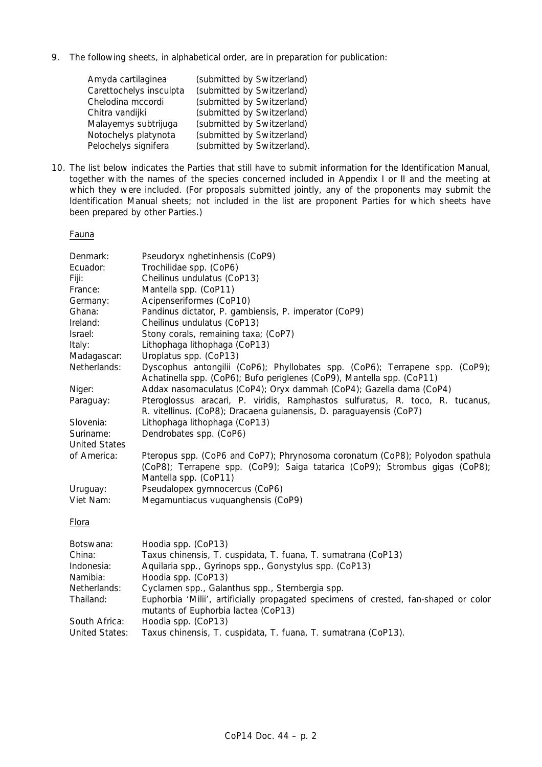9. The following sheets, in alphabetical order, are in preparation for publication:

| | |
|---|---|
| Amyda cartilaginea | (submitted by Switzerland) |
| Carettochelys insculpta | (submitted by Switzerland) |
| Chelodina mccordi | (submitted by Switzerland) |
| Chitra vandijki | (submitted by Switzerland) |
| Malayemys subtrijuga | (submitted by Switzerland) |
| Notochelys platynota | (submitted by Switzerland) |
| Pelochelys signifera | (submitted by Switzerland). |

10. The list below indicates the Parties that still have to submit information for the Identification Manual, together with the names of the species concerned included in Appendix I or II and the meeting at which they were included. (For proposals submitted jointly, any of the proponents may submit the Identification Manual sheets; not included in the list are proponent Parties for which sheets have been prepared by other Parties.)

<u>Fauna</u>

| | |
|---|---|
| Denmark: | Pseudoryx nghetinhensis (CoP9) |
| Ecuador: | Trochilidae spp. (CoP6) |
| Fiji: | Cheilinus undulatus (CoP13) |
| France: | Mantella spp. (CoP11) |
| Germany: | Acipenseriformes (CoP10) |
| Ghana: | Pandinus dictator, P. gambiensis, P. imperator (CoP9) |
| Ireland: | Cheilinus undulatus (CoP13) |
| Israel: | Stony corals, remaining taxa; (CoP7) |
| Italy: | Lithophaga lithophaga (CoP13) |
| Madagascar: | Uroplatus spp. (CoP13) |
| Netherlands: | Dyscophus antongilii (CoP6); Phyllobates spp. (CoP6); Terrapene spp. (CoP9); Achatinella spp. (CoP6); Bufo periglenes (CoP9), Mantella spp. (CoP11) |
| Niger: | Addax nasomaculatus (CoP4); Oryx dammah (CoP4); Gazella dama (CoP4) |
| Paraguay: | Pteroglossus aracari, P. viridis, Ramphastos sulfuratus, R. toco, R. tucanus, R. vitellinus. (CoP8); Dracaena guianensis, D. paraguayensis (CoP7) |
| Slovenia: | Lithophaga lithophaga (CoP13) |
| Suriname: | Dendrobates spp. (CoP6) |
| United States of America: | Pteropus spp. (CoP6 and CoP7); Phrynosoma coronatum (CoP8); Polyodon spathula (CoP8); Terrapene spp. (CoP9); Saiga tatarica (CoP9); Strombus gigas (CoP8); Mantella spp. (CoP11) |
| Uruguay: | Pseudalopex gymnocercus (CoP6) |
| Viet Nam: | Megamuntiacus vuquanghensis (CoP9) |

<u>Flora</u>

| | |
|---|---|
| Botswana: | Hoodia spp. (CoP13) |
| China: | Taxus chinensis, T. cuspidata, T. fuana, T. sumatrana (CoP13) |
| Indonesia: | Aquilaria spp., Gyrinops spp., Gonystylus spp. (CoP13) |
| Namibia: | Hoodia spp. (CoP13) |
| Netherlands: | Cyclamen spp., Galanthus spp., Sternbergia spp. |
| Thailand: | Euphorbia 'Milii', artificially propagated specimens of crested, fan-shaped or color mutants of Euphorbia lactea (CoP13) |
| South Africa: | Hoodia spp. (CoP13) |
| United States: | Taxus chinensis, T. cuspidata, T. fuana, T. sumatrana (CoP13). |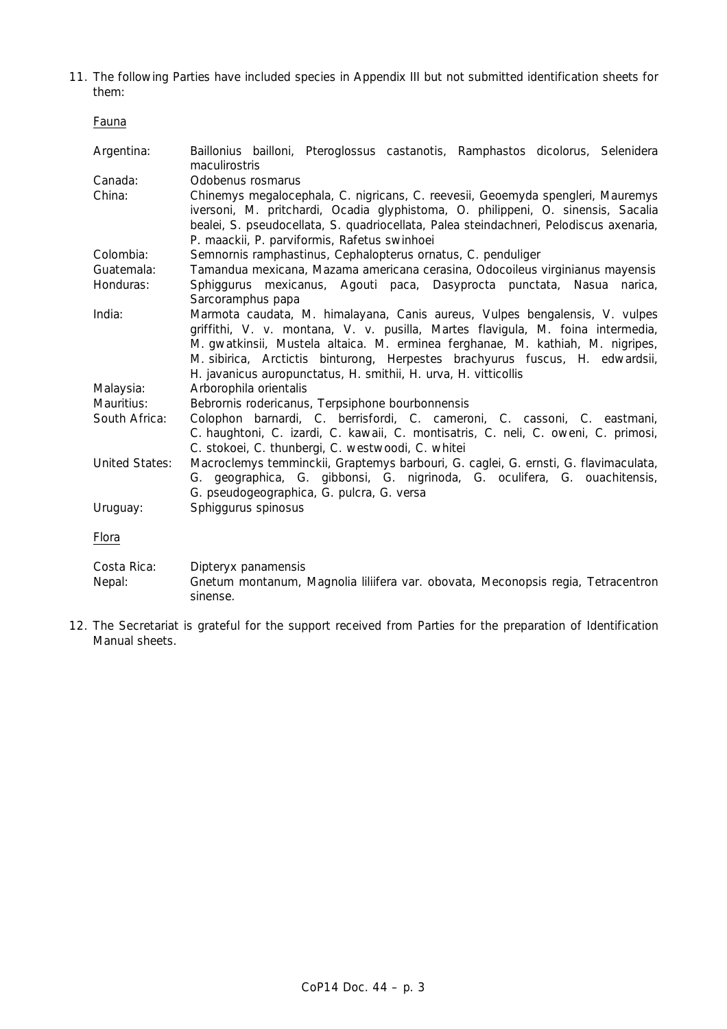11. The following Parties have included species in Appendix III but not submitted identification sheets for them:

<u>Fauna</u>

| | |
|---|---|
| Argentina: | Baillonius bailloni, Pteroglossus castanotis, Ramphastos dicolorus, Selenidera maculirostris |
| Canada: | Odobenus rosmarus |
| China: | Chinemys megalocephala, C. nigricans, C. reevesii, Geoemyda spengleri, Mauremys iversoni, M. pritchardi, Ocadia glyphistoma, O. philippeni, O. sinensis, Sacalia bealei, S. pseudocellata, S. quadriocellata, Palea steindachneri, Pelodiscus axenaria, P. maackii, P. parviformis, Rafetus swinhoei |
| Colombia: | Semnornis ramphastinus, Cephalopterus ornatus, C. penduliger |
| Guatemala: | Tamandua mexicana, Mazama americana cerasina, Odocoileus virginianus mayensis |
| Honduras: | Sphiggurus mexicanus, Agouti paca, Dasyprocta punctata, Nasua narica, Sarcoramphus papa |
| India: | Marmota caudata, M. himalayana, Canis aureus, Vulpes bengalensis, V. vulpes griffithi, V. v. montana, V. v. pusilla, Martes flavigula, M. foina intermedia, M. gwatkinsii, Mustela altaica. M. erminea ferghanae, M. kathiah, M. nigripes, M. sibirica, Arctictis binturong, Herpestes brachyurus fuscus, H. edwardsii, H. javanicus auropunctatus, H. smithii, H. urva, H. vitticollis |
| Malaysia: | Arborophila orientalis |
| Mauritius: | Bebrornis rodericanus, Terpsiphone bourbonnensis |
| South Africa: | Colophon barnardi, C. berrisfordi, C. cameroni, C. cassoni, C. eastmani, C. haughtoni, C. izardi, C. kawaii, C. montisatris, C. neli, C. oweni, C. primosi, C. stokoei, C. thunbergi, C. westwoodi, C. whitei |
| United States: | Macroclemys temminckii, Graptemys barbouri, G. caglei, G. ernsti, G. flavimaculata, G. geographica, G. gibbonsi, G. nigrinoda, G. oculifera, G. ouachitensis, G. pseudogeographica, G. pulcra, G. versa |
| Uruguay: | Sphiggurus spinosus |

<u>Flora</u>

| | |
|---|---|
| Costa Rica: | Dipteryx panamensis |
| Nepal: | Gnetum montanum, Magnolia liliifera var. obovata, Meconopsis regia, Tetracentron sinense. |

12. The Secretariat is grateful for the support received from Parties for the preparation of Identification Manual sheets.